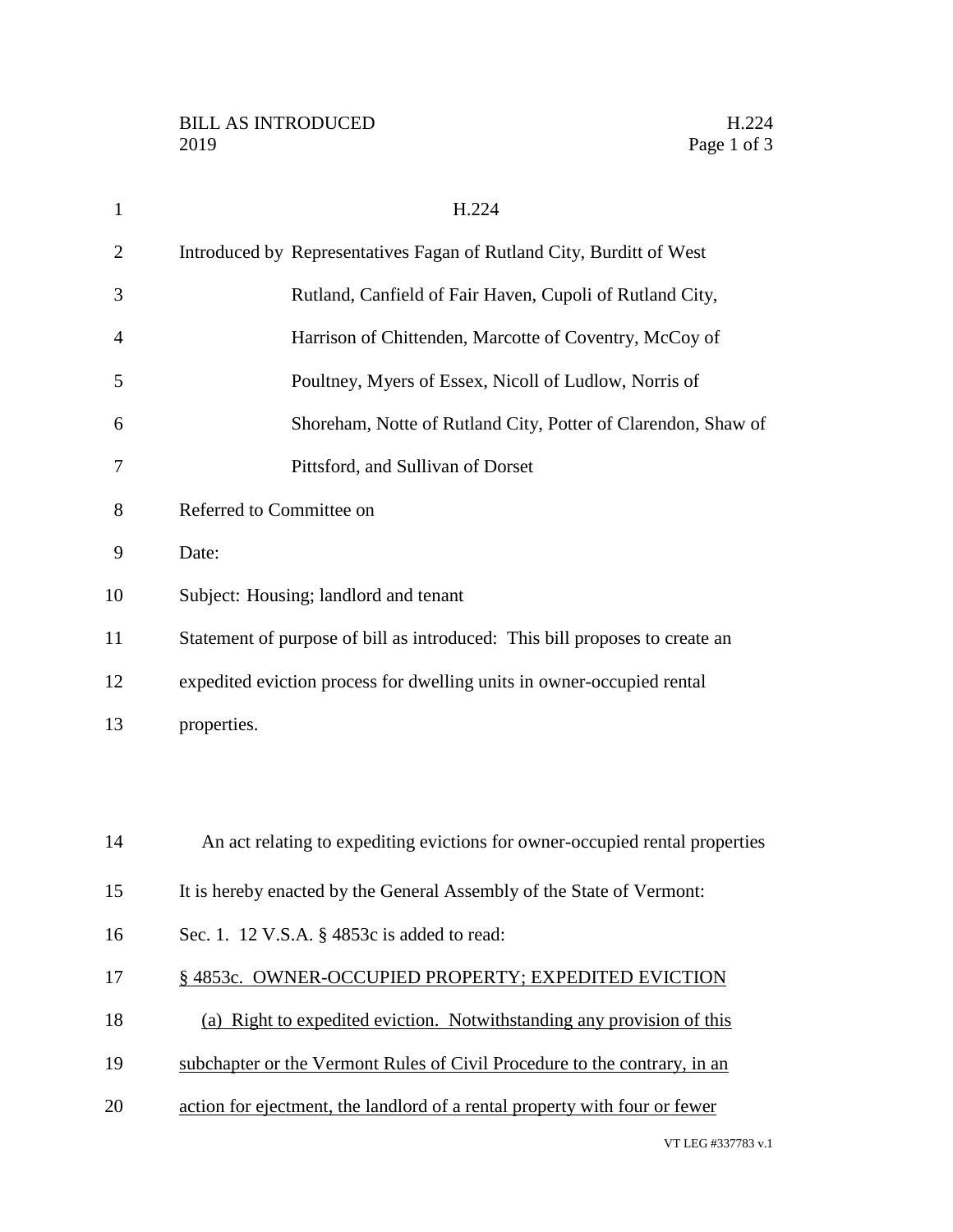BILL AS INTRODUCED
2019

H.224

Introduced by Representatives Fagan of Rutland City, Burditt of West Rutland, Canfield of Fair Haven, Cupoli of Rutland City, Harrison of Chittenden, Marcotte of Coventry, McCoy of Poultney, Myers of Essex, Nicoll of Ludlow, Norris of Shoreham, Notte of Rutland City, Potter of Clarendon, Shaw of Pittsford, and Sullivan of Dorset

Referred to Committee on

Date:

Subject: Housing; landlord and tenant

Statement of purpose of bill as introduced: This bill proposes to create an expedited eviction process for dwelling units in owner-occupied rental properties.

An act relating to expediting evictions for owner-occupied rental properties

It is hereby enacted by the General Assembly of the State of Vermont:

Sec. 1. 12 V.S.A. § 4853c is added to read:

§ 4853c. OWNER-OCCUPIED PROPERTY; EXPEDITED EVICTION

(a) Right to expedited eviction. Notwithstanding any provision of this subchapter or the Vermont Rules of Civil Procedure to the contrary, in an action for ejectment, the landlord of a rental property with four or fewer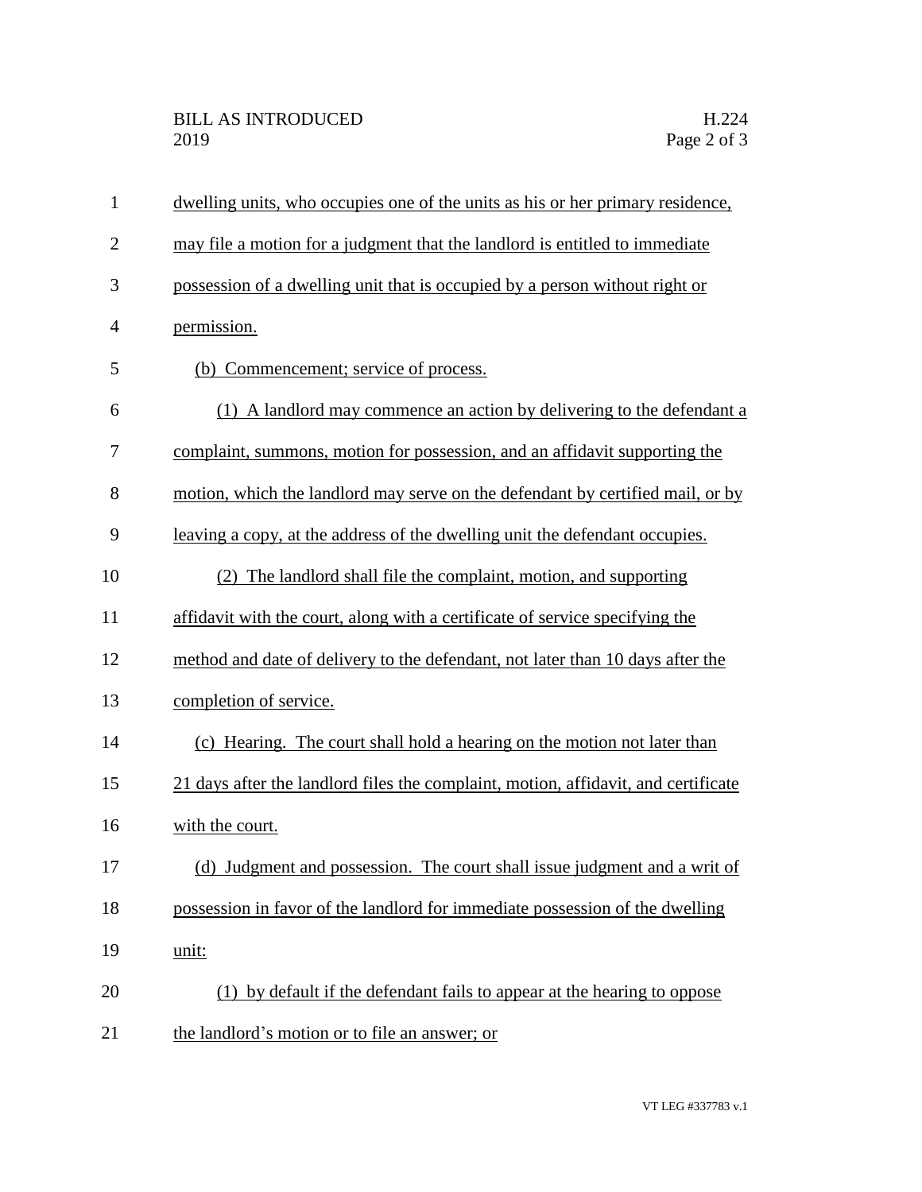dwelling units, who occupies one of the units as his or her primary residence, may file a motion for a judgment that the landlord is entitled to immediate possession of a dwelling unit that is occupied by a person without right or permission.

(b) Commencement; service of process.

(1) A landlord may commence an action by delivering to the defendant a complaint, summons, motion for possession, and an affidavit supporting the motion, which the landlord may serve on the defendant by certified mail, or by leaving a copy, at the address of the dwelling unit the defendant occupies.

(2) The landlord shall file the complaint, motion, and supporting affidavit with the court, along with a certificate of service specifying the method and date of delivery to the defendant, not later than 10 days after the completion of service.

(c) Hearing. The court shall hold a hearing on the motion not later than 21 days after the landlord files the complaint, motion, affidavit, and certificate with the court.

(d) Judgment and possession. The court shall issue judgment and a writ of possession in favor of the landlord for immediate possession of the dwelling unit:

(1) by default if the defendant fails to appear at the hearing to oppose the landlord's motion or to file an answer; or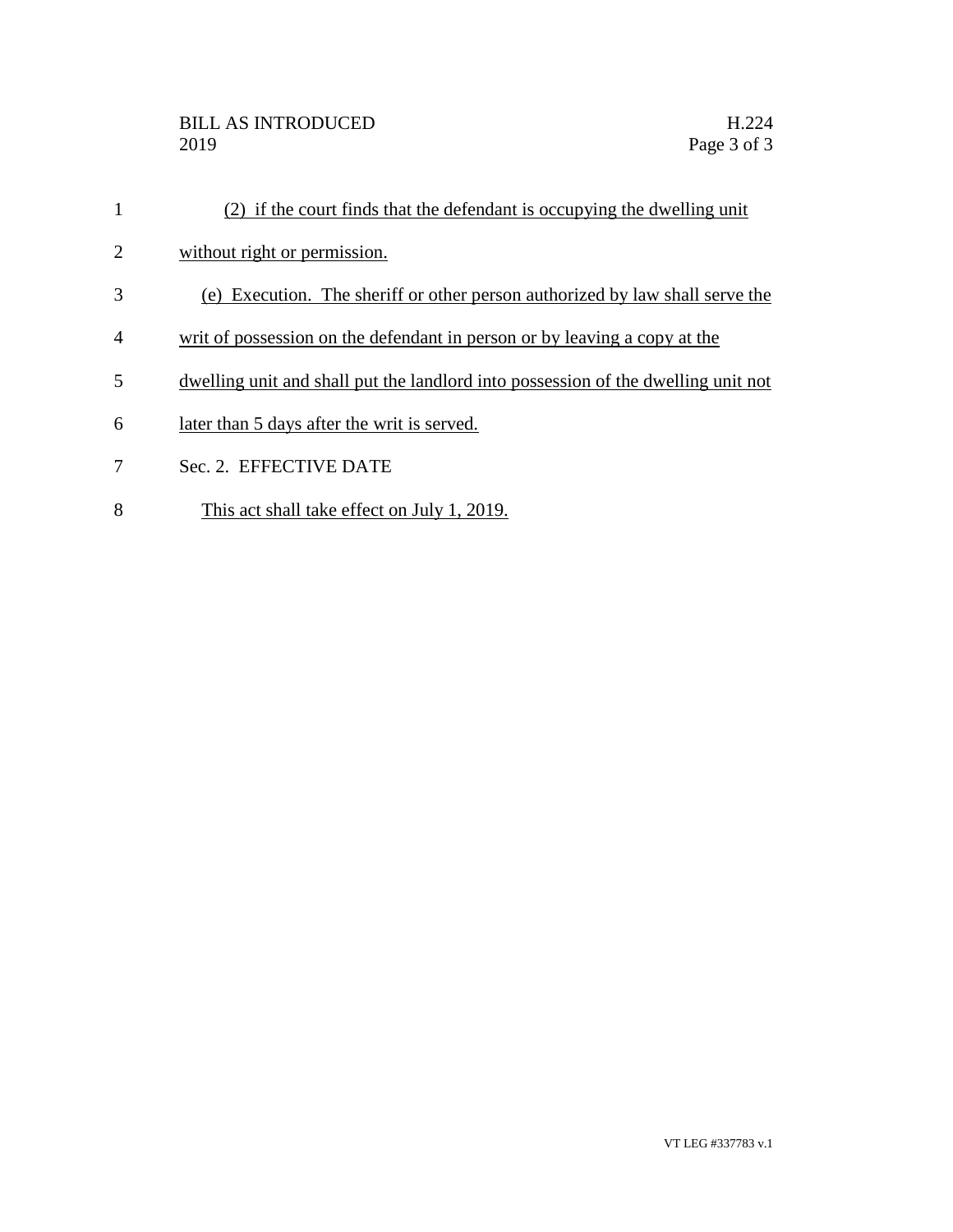(2) if the court finds that the defendant is occupying the dwelling unit without right or permission.

(e) Execution. The sheriff or other person authorized by law shall serve the writ of possession on the defendant in person or by leaving a copy at the dwelling unit and shall put the landlord into possession of the dwelling unit not later than 5 days after the writ is served.

Sec. 2. EFFECTIVE DATE

This act shall take effect on July 1, 2019.